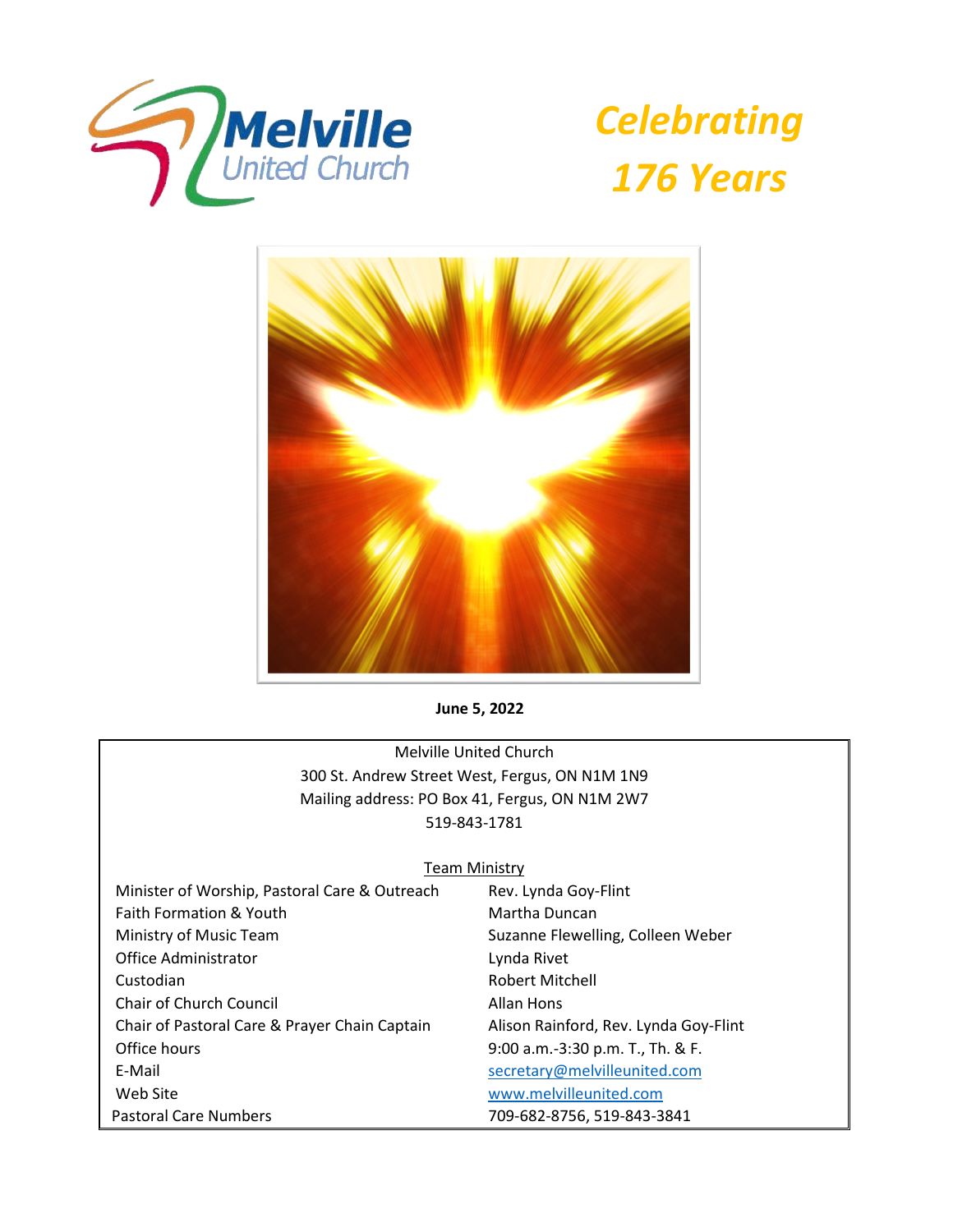# Melville United Church

# Celebrating 176 Years

**June 5, 2022**

Melville United Church
300 St. Andrew Street West, Fergus, ON N1M 1N9
Mailing address: PO Box 41, Fergus, ON N1M 2W7
519-843-1781

Team Ministry

| | |
|---|---|
| Minister of Worship, Pastoral Care & Outreach | Rev. Lynda Goy-Flint |
| Faith Formation & Youth | Martha Duncan |
| Ministry of Music Team | Suzanne Flewelling, Colleen Weber |
| Office Administrator | Lynda Rivet |
| Custodian | Robert Mitchell |
| Chair of Church Council | Allan Hons |
| Chair of Pastoral Care & Prayer Chain Captain | Alison Rainford, Rev. Lynda Goy-Flint |
| Office hours | 9:00 a.m.-3:30 p.m. T., Th. & F. |
| E-Mail | secretary@melvilleunited.com |
| Web Site | www.melvilleunited.com |
| Pastoral Care Numbers | 709-682-8756, 519-843-3841 |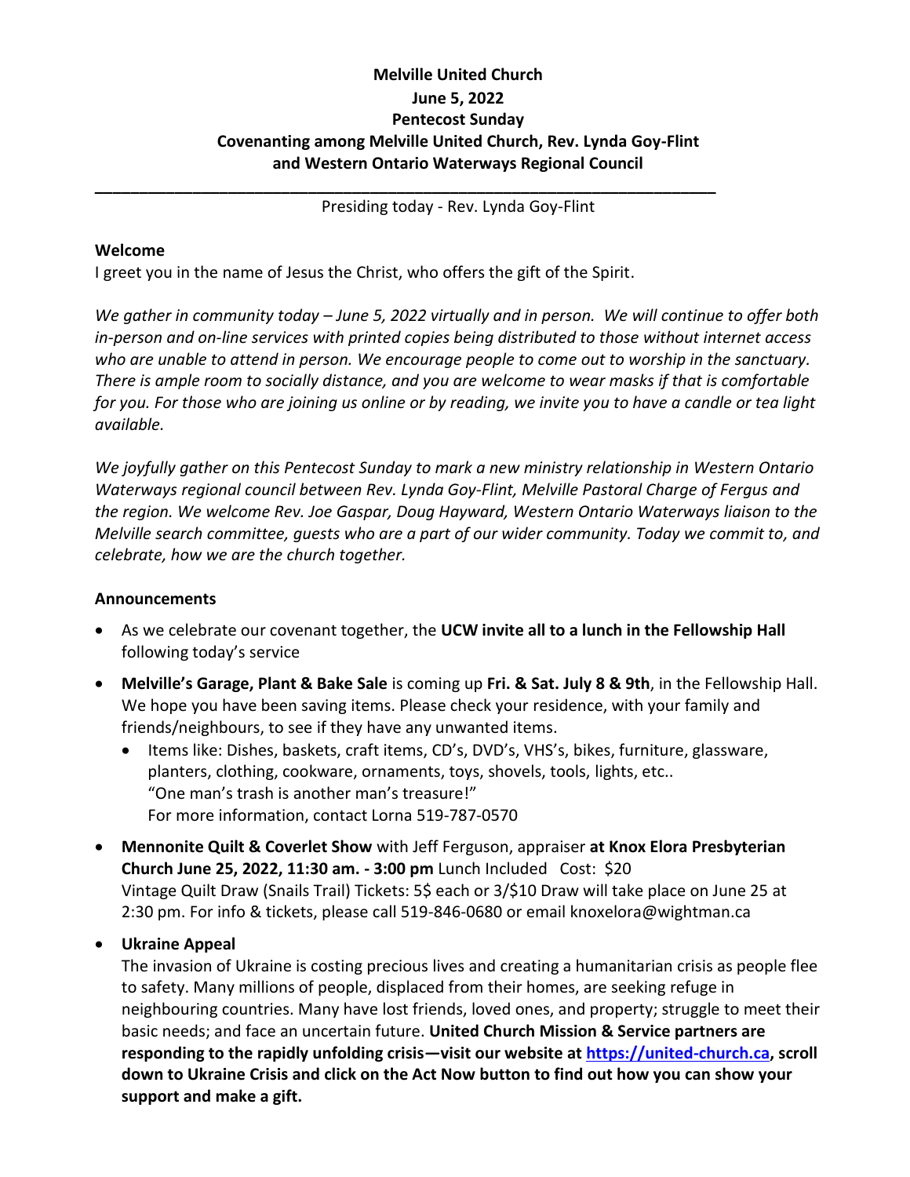**Melville United Church**
**June 5, 2022**
**Pentecost Sunday**
**Covenanting among Melville United Church, Rev. Lynda Goy-Flint and Western Ontario Waterways Regional Council**

---

Presiding today - Rev. Lynda Goy-Flint

**Welcome**

I greet you in the name of Jesus the Christ, who offers the gift of the Spirit.

*We gather in community today – June 5, 2022 virtually and in person. We will continue to offer both in-person and on-line services with printed copies being distributed to those without internet access who are unable to attend in person. We encourage people to come out to worship in the sanctuary. There is ample room to socially distance, and you are welcome to wear masks if that is comfortable for you. For those who are joining us online or by reading, we invite you to have a candle or tea light available.*

*We joyfully gather on this Pentecost Sunday to mark a new ministry relationship in Western Ontario Waterways regional council between Rev. Lynda Goy-Flint, Melville Pastoral Charge of Fergus and the region. We welcome Rev. Joe Gaspar, Doug Hayward, Western Ontario Waterways liaison to the Melville search committee, guests who are a part of our wider community. Today we commit to, and celebrate, how we are the church together.*

**Announcements**

- As we celebrate our covenant together, the **UCW invite all to a lunch in the Fellowship Hall** following today's service
- **Melville's Garage, Plant & Bake Sale** is coming up **Fri. & Sat. July 8 & 9th**, in the Fellowship Hall. We hope you have been saving items. Please check your residence, with your family and friends/neighbours, to see if they have any unwanted items.
  - Items like: Dishes, baskets, craft items, CD's, DVD's, VHS's, bikes, furniture, glassware, planters, clothing, cookware, ornaments, toys, shovels, tools, lights, etc..
    "One man's trash is another man's treasure!"
    For more information, contact Lorna 519-787-0570
- **Mennonite Quilt & Coverlet Show** with Jeff Ferguson, appraiser **at Knox Elora Presbyterian Church June 25, 2022, 11:30 am. - 3:00 pm** Lunch Included Cost: $20
  Vintage Quilt Draw (Snails Trail) Tickets: 5$ each or 3/$10 Draw will take place on June 25 at 2:30 pm. For info & tickets, please call 519-846-0680 or email knoxelora@wightman.ca
- **Ukraine Appeal**
  The invasion of Ukraine is costing precious lives and creating a humanitarian crisis as people flee to safety. Many millions of people, displaced from their homes, are seeking refuge in neighbouring countries. Many have lost friends, loved ones, and property; struggle to meet their basic needs; and face an uncertain future. **United Church Mission & Service partners are responding to the rapidly unfolding crisis—visit our website at [https://united-church.ca](https://united-church.ca), scroll down to Ukraine Crisis and click on the Act Now button to find out how you can show your support and make a gift.**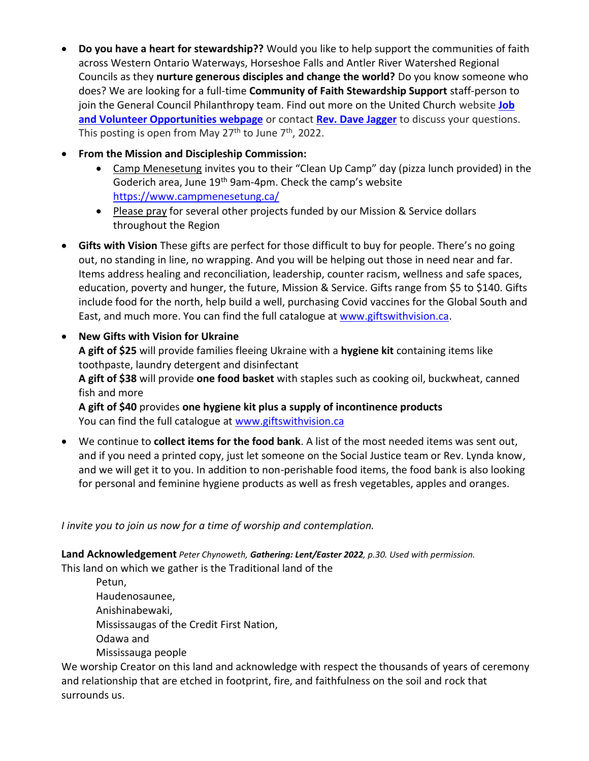- **Do you have a heart for stewardship??** Would you like to help support the communities of faith across Western Ontario Waterways, Horseshoe Falls and Antler River Watershed Regional Councils as they **nurture generous disciples and change the world?** Do you know someone who does? We are looking for a full-time **Community of Faith Stewardship Support** staff-person to join the General Council Philanthropy team. Find out more on the United Church website **Job and Volunteer Opportunities webpage** or contact **Rev. Dave Jagger** to discuss your questions. This posting is open from May 27th to June 7th, 2022.

- **From the Mission and Discipleship Commission:**
  - Camp Menesetung invites you to their "Clean Up Camp" day (pizza lunch provided) in the Goderich area, June 19th 9am-4pm. Check the camp's website https://www.campmenesetung.ca/
  - Please pray for several other projects funded by our Mission & Service dollars throughout the Region

- **Gifts with Vision** These gifts are perfect for those difficult to buy for people. There's no going out, no standing in line, no wrapping. And you will be helping out those in need near and far. Items address healing and reconciliation, leadership, counter racism, wellness and safe spaces, education, poverty and hunger, the future, Mission & Service. Gifts range from $5 to $140. Gifts include food for the north, help build a well, purchasing Covid vaccines for the Global South and East, and much more. You can find the full catalogue at www.giftswithvision.ca.

- **New Gifts with Vision for Ukraine**
  **A gift of $25** will provide families fleeing Ukraine with a **hygiene kit** containing items like toothpaste, laundry detergent and disinfectant
  **A gift of $38** will provide **one food basket** with staples such as cooking oil, buckwheat, canned fish and more
  **A gift of $40** provides **one hygiene kit plus a supply of incontinence products**
  You can find the full catalogue at www.giftswithvision.ca

- We continue to **collect items for the food bank**. A list of the most needed items was sent out, and if you need a printed copy, just let someone on the Social Justice team or Rev. Lynda know, and we will get it to you. In addition to non-perishable food items, the food bank is also looking for personal and feminine hygiene products as well as fresh vegetables, apples and oranges.

*I invite you to join us now for a time of worship and contemplation.*

**Land Acknowledgement** *Peter Chynoweth, **Gathering: Lent/Easter 2022**, p.30. Used with permission.*

This land on which we gather is the Traditional land of the

Petun,
Haudenosaunee,
Anishinabewaki,
Mississaugas of the Credit First Nation,
Odawa and
Mississauga people

We worship Creator on this land and acknowledge with respect the thousands of years of ceremony and relationship that are etched in footprint, fire, and faithfulness on the soil and rock that surrounds us.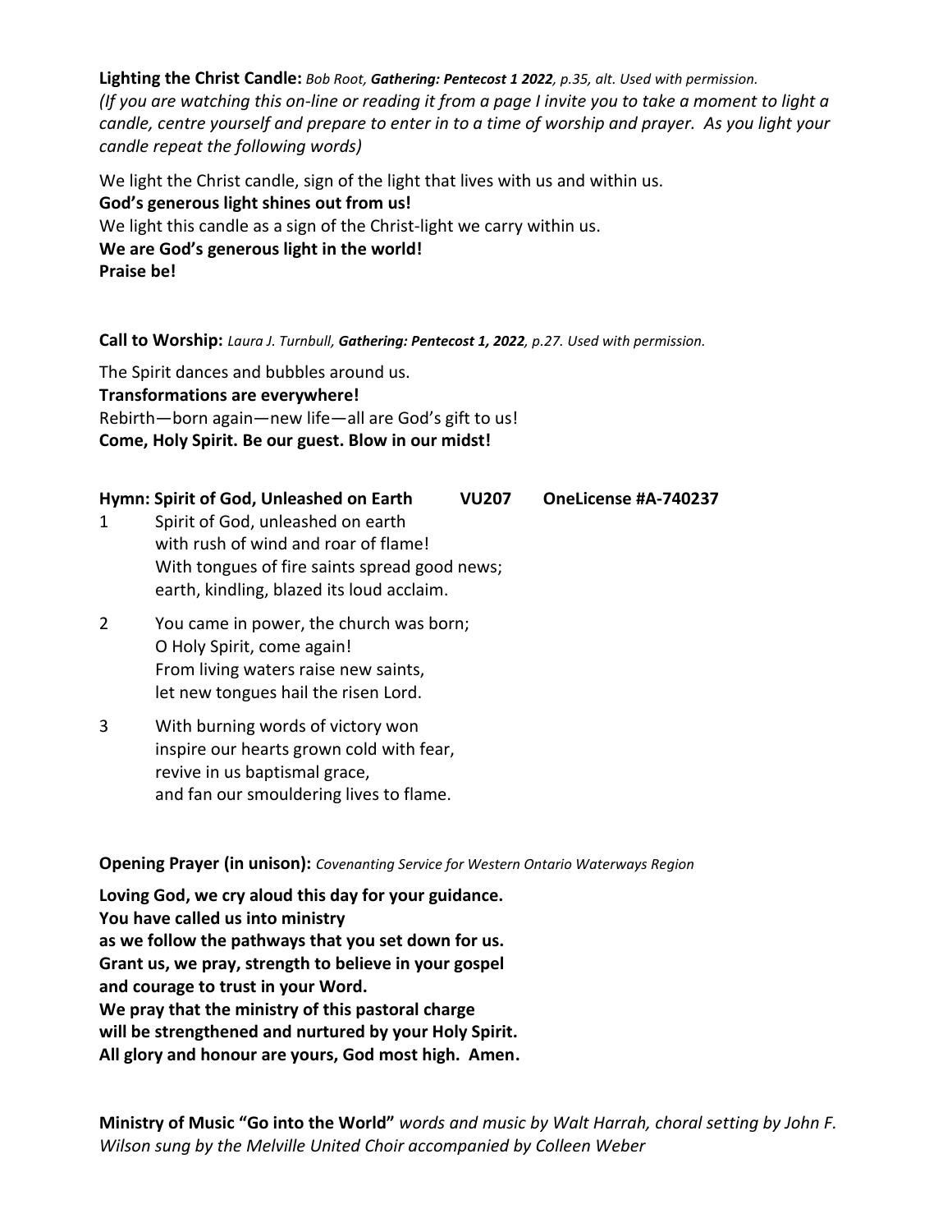**Lighting the Christ Candle:** *Bob Root, **Gathering: Pentecost 1 2022**, p.35, alt. Used with permission.*
*(If you are watching this on-line or reading it from a page I invite you to take a moment to light a candle, centre yourself and prepare to enter in to a time of worship and prayer. As you light your candle repeat the following words)*

We light the Christ candle, sign of the light that lives with us and within us.
**God's generous light shines out from us!**
We light this candle as a sign of the Christ-light we carry within us.
**We are God's generous light in the world!**
**Praise be!**

**Call to Worship:** *Laura J. Turnbull, **Gathering: Pentecost 1, 2022**, p.27. Used with permission.*

The Spirit dances and bubbles around us.
**Transformations are everywhere!**
Rebirth—born again—new life—all are God's gift to us!
**Come, Holy Spirit. Be our guest. Blow in our midst!**

**Hymn: Spirit of God, Unleashed on Earth VU207 OneLicense #A-740237**

1 Spirit of God, unleashed on earth
with rush of wind and roar of flame!
With tongues of fire saints spread good news;
earth, kindling, blazed its loud acclaim.

2 You came in power, the church was born;
O Holy Spirit, come again!
From living waters raise new saints,
let new tongues hail the risen Lord.

3 With burning words of victory won
inspire our hearts grown cold with fear,
revive in us baptismal grace,
and fan our smouldering lives to flame.

**Opening Prayer (in unison):** *Covenanting Service for Western Ontario Waterways Region*

**Loving God, we cry aloud this day for your guidance.**
**You have called us into ministry**
**as we follow the pathways that you set down for us.**
**Grant us, we pray, strength to believe in your gospel**
**and courage to trust in your Word.**
**We pray that the ministry of this pastoral charge**
**will be strengthened and nurtured by your Holy Spirit.**
**All glory and honour are yours, God most high. Amen.**

**Ministry of Music "Go into the World"** *words and music by Walt Harrah, choral setting by John F. Wilson sung by the Melville United Choir accompanied by Colleen Weber*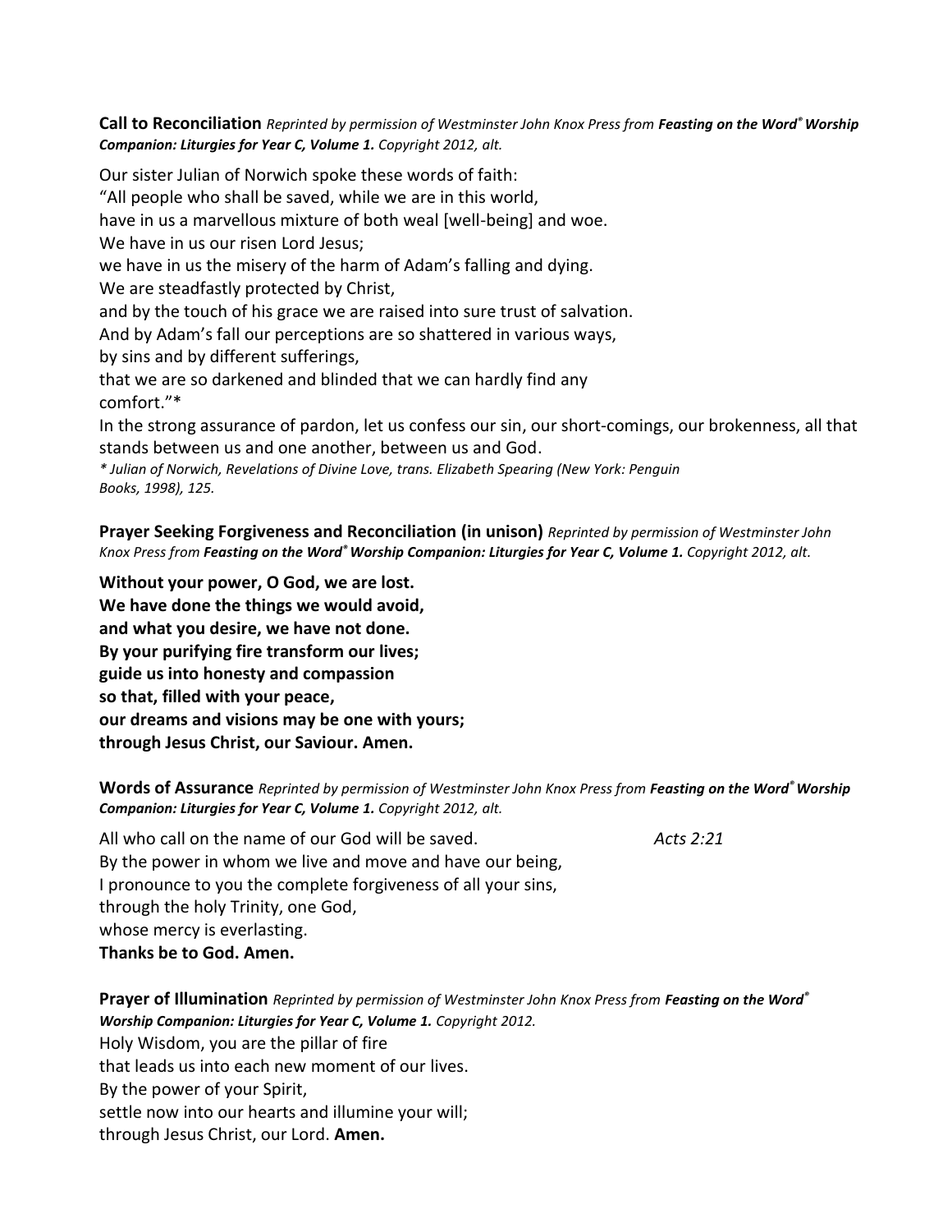**Call to Reconciliation** *Reprinted by permission of Westminster John Knox Press from **Feasting on the Word® Worship Companion: Liturgies for Year C, Volume 1.** Copyright 2012, alt.*

Our sister Julian of Norwich spoke these words of faith:
"All people who shall be saved, while we are in this world,
have in us a marvellous mixture of both weal [well-being] and woe.
We have in us our risen Lord Jesus;
we have in us the misery of the harm of Adam's falling and dying.
We are steadfastly protected by Christ,
and by the touch of his grace we are raised into sure trust of salvation.
And by Adam's fall our perceptions are so shattered in various ways,
by sins and by different sufferings,
that we are so darkened and blinded that we can hardly find any
comfort."*
In the strong assurance of pardon, let us confess our sin, our short-comings, our brokenness, all that stands between us and one another, between us and God.
*\* Julian of Norwich, Revelations of Divine Love, trans. Elizabeth Spearing (New York: Penguin Books, 1998), 125.*

**Prayer Seeking Forgiveness and Reconciliation (in unison)** *Reprinted by permission of Westminster John Knox Press from **Feasting on the Word® Worship Companion: Liturgies for Year C, Volume 1.** Copyright 2012, alt.*

**Without your power, O God, we are lost.
We have done the things we would avoid,
and what you desire, we have not done.
By your purifying fire transform our lives;
guide us into honesty and compassion
so that, filled with your peace,
our dreams and visions may be one with yours;
through Jesus Christ, our Saviour. Amen.**

**Words of Assurance** *Reprinted by permission of Westminster John Knox Press from **Feasting on the Word® Worship Companion: Liturgies for Year C, Volume 1.** Copyright 2012, alt.*

All who call on the name of our God will be saved. *Acts 2:21*
By the power in whom we live and move and have our being,
I pronounce to you the complete forgiveness of all your sins,
through the holy Trinity, one God,
whose mercy is everlasting.
**Thanks be to God. Amen.**

**Prayer of Illumination** *Reprinted by permission of Westminster John Knox Press from **Feasting on the Word® Worship Companion: Liturgies for Year C, Volume 1.** Copyright 2012.*
Holy Wisdom, you are the pillar of fire
that leads us into each new moment of our lives.
By the power of your Spirit,
settle now into our hearts and illumine your will;
through Jesus Christ, our Lord. **Amen.**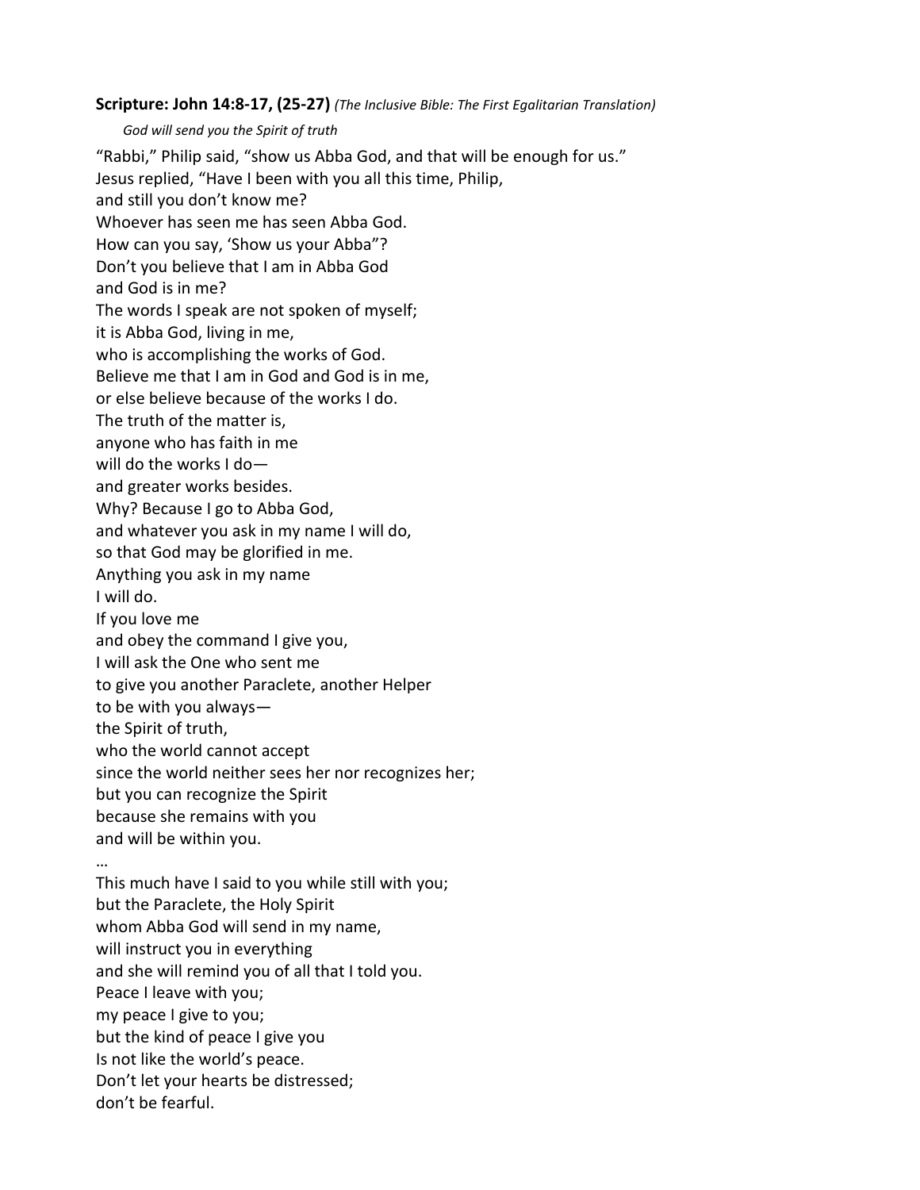**Scripture: John 14:8-17, (25-27)** *(The Inclusive Bible: The First Egalitarian Translation)*

*God will send you the Spirit of truth*

"Rabbi," Philip said, "show us Abba God, and that will be enough for us."
Jesus replied, "Have I been with you all this time, Philip,
and still you don't know me?
Whoever has seen me has seen Abba God.
How can you say, 'Show us your Abba"?
Don't you believe that I am in Abba God
and God is in me?
The words I speak are not spoken of myself;
it is Abba God, living in me,
who is accomplishing the works of God.
Believe me that I am in God and God is in me,
or else believe because of the works I do.
The truth of the matter is,
anyone who has faith in me
will do the works I do—
and greater works besides.
Why? Because I go to Abba God,
and whatever you ask in my name I will do,
so that God may be glorified in me.
Anything you ask in my name
I will do.
If you love me
and obey the command I give you,
I will ask the One who sent me
to give you another Paraclete, another Helper
to be with you always—
the Spirit of truth,
who the world cannot accept
since the world neither sees her nor recognizes her;
but you can recognize the Spirit
because she remains with you
and will be within you.
…
This much have I said to you while still with you;
but the Paraclete, the Holy Spirit
whom Abba God will send in my name,
will instruct you in everything
and she will remind you of all that I told you.
Peace I leave with you;
my peace I give to you;
but the kind of peace I give you
Is not like the world's peace.
Don't let your hearts be distressed;
don't be fearful.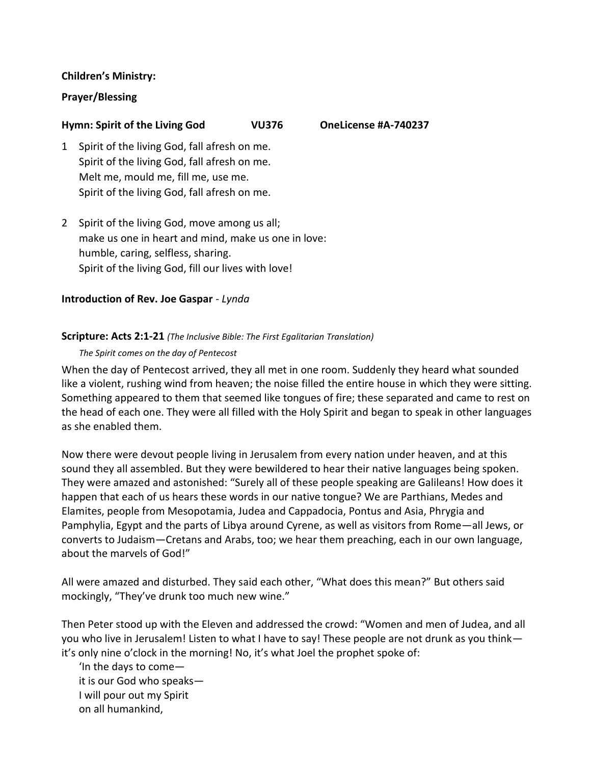**Children's Ministry:**

**Prayer/Blessing**

**Hymn: Spirit of the Living God VU376 OneLicense #A-740237**

1 Spirit of the living God, fall afresh on me.
Spirit of the living God, fall afresh on me.
Melt me, mould me, fill me, use me.
Spirit of the living God, fall afresh on me.

2 Spirit of the living God, move among us all;
make us one in heart and mind, make us one in love:
humble, caring, selfless, sharing.
Spirit of the living God, fill our lives with love!

**Introduction of Rev. Joe Gaspar** - *Lynda*

**Scripture: Acts 2:1-21** *(The Inclusive Bible: The First Egalitarian Translation)*

*The Spirit comes on the day of Pentecost*

When the day of Pentecost arrived, they all met in one room. Suddenly they heard what sounded like a violent, rushing wind from heaven; the noise filled the entire house in which they were sitting. Something appeared to them that seemed like tongues of fire; these separated and came to rest on the head of each one. They were all filled with the Holy Spirit and began to speak in other languages as she enabled them.

Now there were devout people living in Jerusalem from every nation under heaven, and at this sound they all assembled. But they were bewildered to hear their native languages being spoken. They were amazed and astonished: "Surely all of these people speaking are Galileans! How does it happen that each of us hears these words in our native tongue? We are Parthians, Medes and Elamites, people from Mesopotamia, Judea and Cappadocia, Pontus and Asia, Phrygia and Pamphylia, Egypt and the parts of Libya around Cyrene, as well as visitors from Rome—all Jews, or converts to Judaism—Cretans and Arabs, too; we hear them preaching, each in our own language, about the marvels of God!"

All were amazed and disturbed. They said each other, "What does this mean?" But others said mockingly, "They've drunk too much new wine."

Then Peter stood up with the Eleven and addressed the crowd: "Women and men of Judea, and all you who live in Jerusalem! Listen to what I have to say! These people are not drunk as you think—it's only nine o'clock in the morning! No, it's what Joel the prophet spoke of:

'In the days to come—
it is our God who speaks—
I will pour out my Spirit
on all humankind,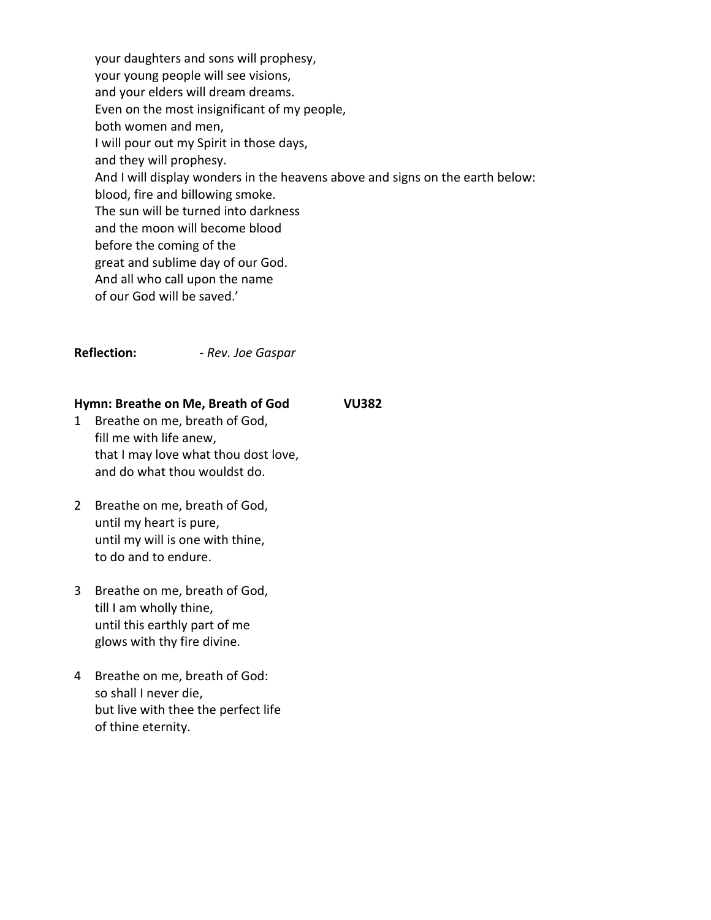your daughters and sons will prophesy,
your young people will see visions,
and your elders will dream dreams.
Even on the most insignificant of my people,
both women and men,
I will pour out my Spirit in those days,
and they will prophesy.
And I will display wonders in the heavens above and signs on the earth below:
blood, fire and billowing smoke.
The sun will be turned into darkness
and the moon will become blood
before the coming of the
great and sublime day of our God.
And all who call upon the name
of our God will be saved.'

**Reflection:** *- Rev. Joe Gaspar*

**Hymn: Breathe on Me, Breath of God VU382**

1 Breathe on me, breath of God,
fill me with life anew,
that I may love what thou dost love,
and do what thou wouldst do.

2 Breathe on me, breath of God,
until my heart is pure,
until my will is one with thine,
to do and to endure.

3 Breathe on me, breath of God,
till I am wholly thine,
until this earthly part of me
glows with thy fire divine.

4 Breathe on me, breath of God:
so shall I never die,
but live with thee the perfect life
of thine eternity.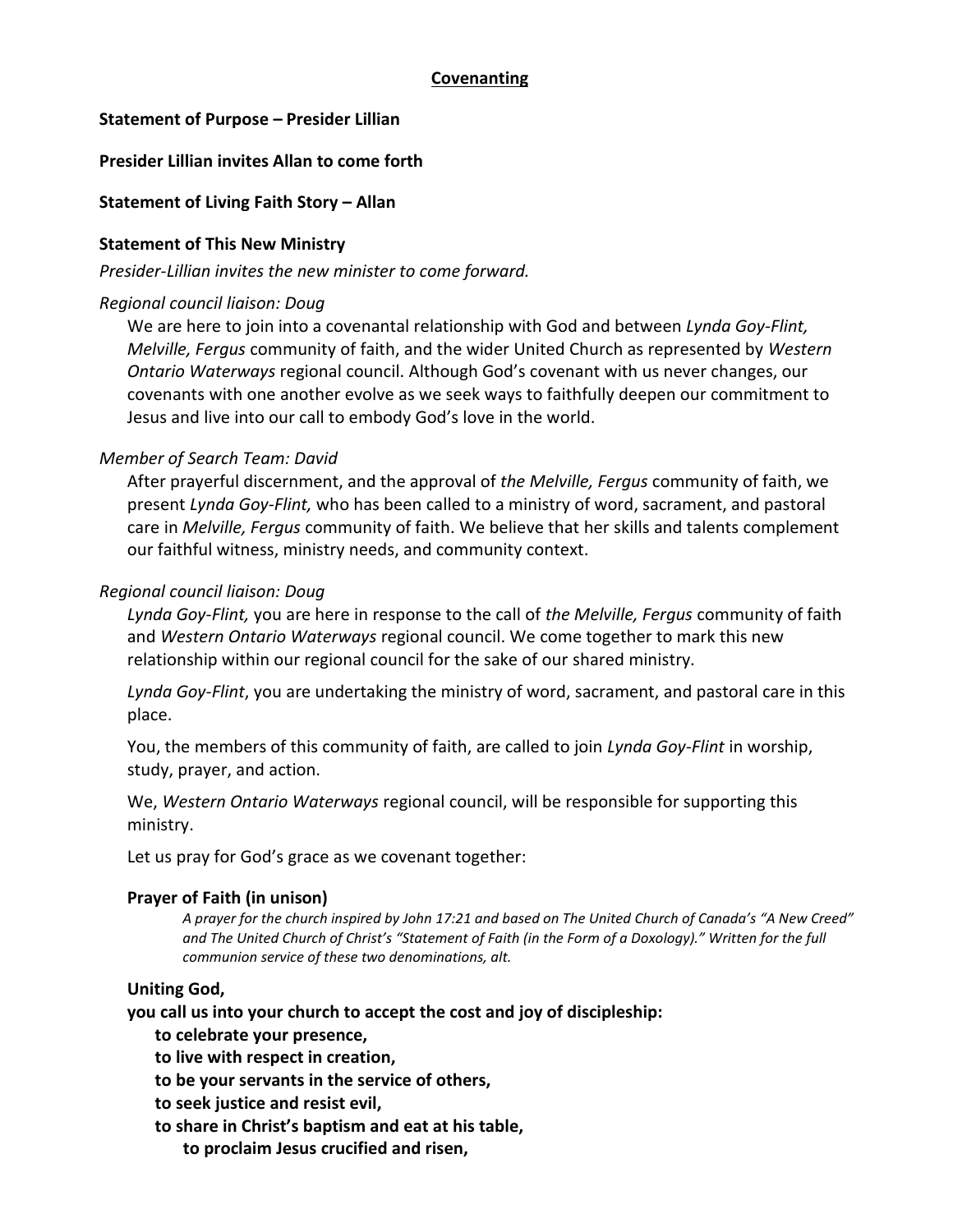## Covenanting

**Statement of Purpose – Presider Lillian**

**Presider Lillian invites Allan to come forth**

**Statement of Living Faith Story – Allan**

**Statement of This New Ministry**

*Presider-Lillian invites the new minister to come forward.*

*Regional council liaison: Doug*

We are here to join into a covenantal relationship with God and between *Lynda Goy-Flint, Melville, Fergus* community of faith, and the wider United Church as represented by *Western Ontario Waterways* regional council. Although God's covenant with us never changes, our covenants with one another evolve as we seek ways to faithfully deepen our commitment to Jesus and live into our call to embody God's love in the world.

*Member of Search Team: David*

After prayerful discernment, and the approval of *the Melville, Fergus* community of faith, we present *Lynda Goy-Flint,* who has been called to a ministry of word, sacrament, and pastoral care in *Melville, Fergus* community of faith. We believe that her skills and talents complement our faithful witness, ministry needs, and community context.

*Regional council liaison: Doug*

*Lynda Goy-Flint,* you are here in response to the call of *the Melville, Fergus* community of faith and *Western Ontario Waterways* regional council. We come together to mark this new relationship within our regional council for the sake of our shared ministry.

*Lynda Goy-Flint*, you are undertaking the ministry of word, sacrament, and pastoral care in this place.

You, the members of this community of faith, are called to join *Lynda Goy-Flint* in worship, study, prayer, and action.

We, *Western Ontario Waterways* regional council, will be responsible for supporting this ministry.

Let us pray for God's grace as we covenant together:

**Prayer of Faith (in unison)**

*A prayer for the church inspired by John 17:21 and based on The United Church of Canada's "A New Creed" and The United Church of Christ's "Statement of Faith (in the Form of a Doxology)." Written for the full communion service of these two denominations, alt.*

**Uniting God,**
**you call us into your church to accept the cost and joy of discipleship:**
**to celebrate your presence,**
**to live with respect in creation,**
**to be your servants in the service of others,**
**to seek justice and resist evil,**
**to share in Christ's baptism and eat at his table,**
**to proclaim Jesus crucified and risen,**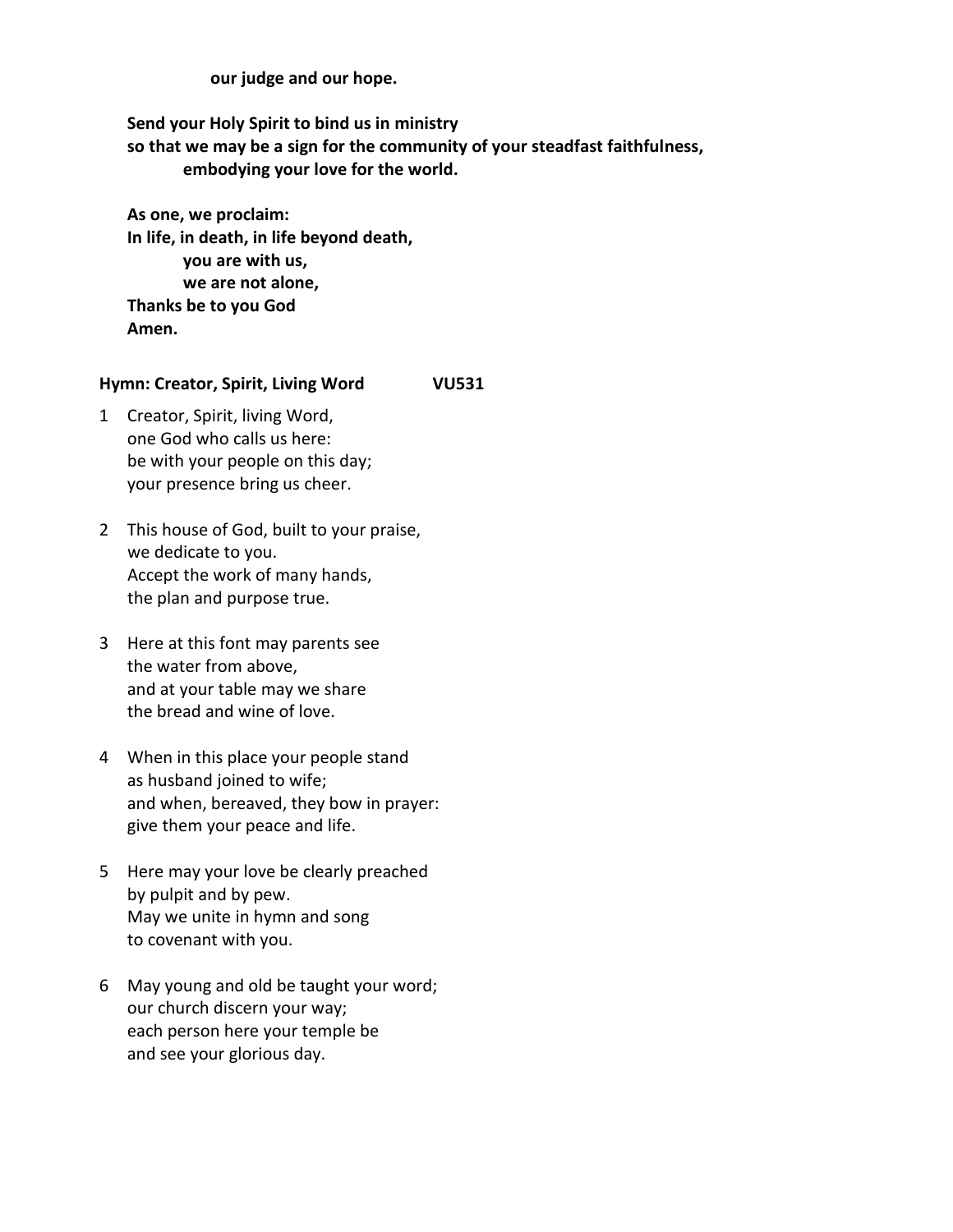**our judge and our hope.**

**Send your Holy Spirit to bind us in ministry**
**so that we may be a sign for the community of your steadfast faithfulness,**
**embodying your love for the world.**

**As one, we proclaim:**
**In life, in death, in life beyond death,**
**you are with us,**
**we are not alone,**
**Thanks be to you God**
**Amen.**

**Hymn: Creator, Spirit, Living Word VU531**

1 Creator, Spirit, living Word,
one God who calls us here:
be with your people on this day;
your presence bring us cheer.

2 This house of God, built to your praise,
we dedicate to you.
Accept the work of many hands,
the plan and purpose true.

3 Here at this font may parents see
the water from above,
and at your table may we share
the bread and wine of love.

4 When in this place your people stand
as husband joined to wife;
and when, bereaved, they bow in prayer:
give them your peace and life.

5 Here may your love be clearly preached
by pulpit and by pew.
May we unite in hymn and song
to covenant with you.

6 May young and old be taught your word;
our church discern your way;
each person here your temple be
and see your glorious day.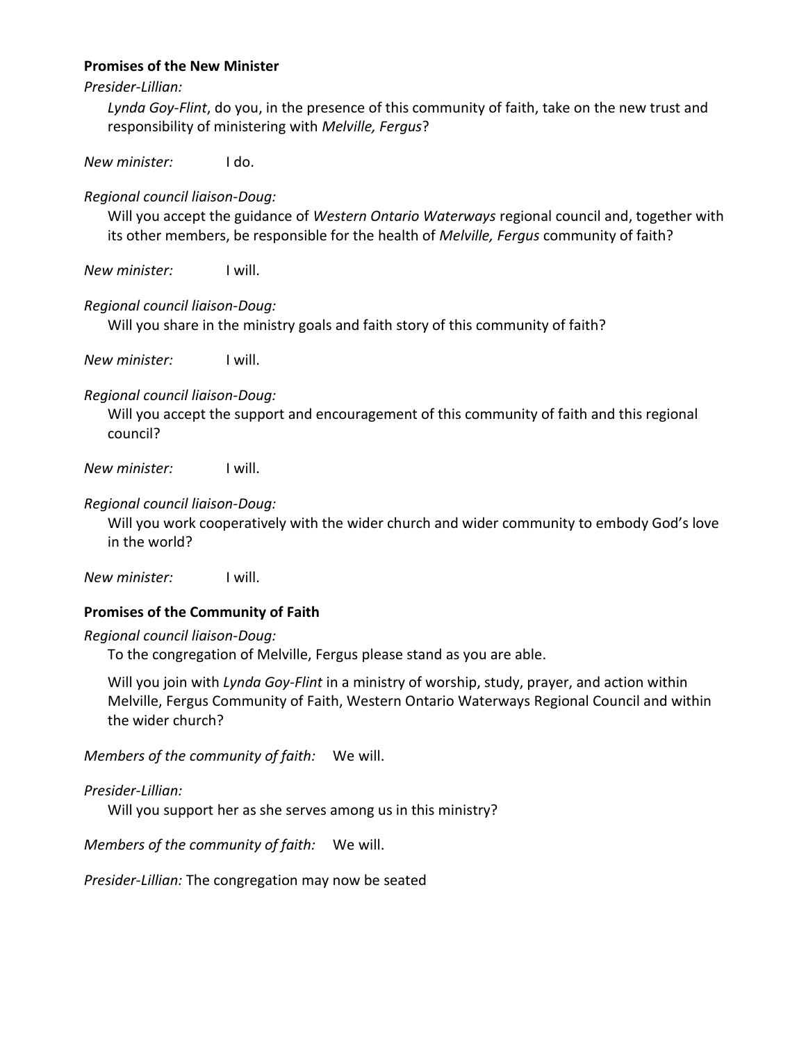**Promises of the New Minister**

*Presider-Lillian:*

*Lynda Goy-Flint*, do you, in the presence of this community of faith, take on the new trust and responsibility of ministering with *Melville, Fergus*?

*New minister:* I do.

*Regional council liaison-Doug:*

Will you accept the guidance of *Western Ontario Waterways* regional council and, together with its other members, be responsible for the health of *Melville, Fergus* community of faith?

*New minister:* I will.

*Regional council liaison-Doug:*

Will you share in the ministry goals and faith story of this community of faith?

*New minister:* I will.

*Regional council liaison-Doug:*

Will you accept the support and encouragement of this community of faith and this regional council?

*New minister:* I will.

*Regional council liaison-Doug:*

Will you work cooperatively with the wider church and wider community to embody God's love in the world?

*New minister:* I will.

**Promises of the Community of Faith**

*Regional council liaison-Doug:*

To the congregation of Melville, Fergus please stand as you are able.

Will you join with *Lynda Goy-Flint* in a ministry of worship, study, prayer, and action within Melville, Fergus Community of Faith, Western Ontario Waterways Regional Council and within the wider church?

*Members of the community of faith:* We will.

*Presider-Lillian:*

Will you support her as she serves among us in this ministry?

*Members of the community of faith:* We will.

*Presider-Lillian:* The congregation may now be seated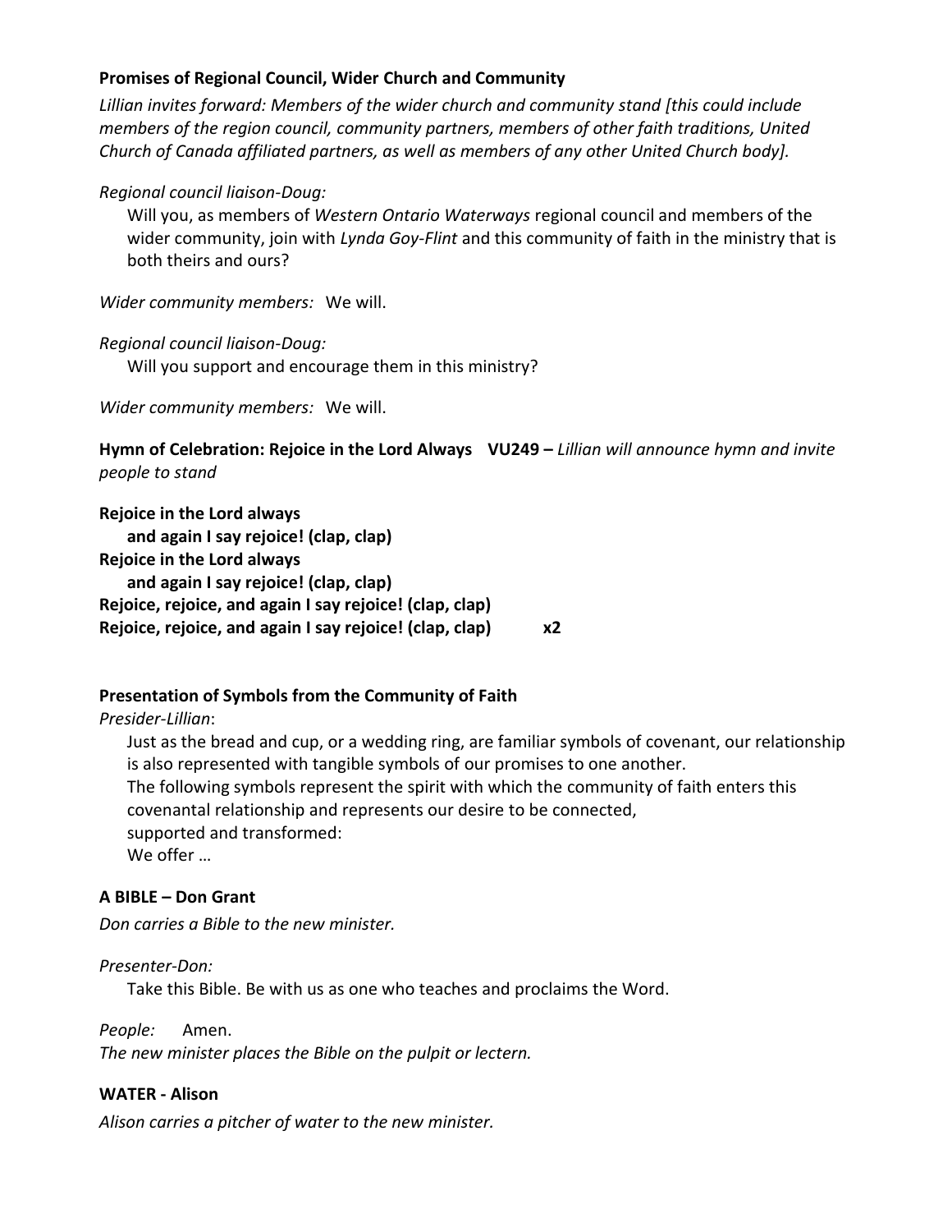**Promises of Regional Council, Wider Church and Community**

*Lillian invites forward: Members of the wider church and community stand [this could include members of the region council, community partners, members of other faith traditions, United Church of Canada affiliated partners, as well as members of any other United Church body].*

*Regional council liaison-Doug:*

Will you, as members of *Western Ontario Waterways* regional council and members of the wider community, join with *Lynda Goy-Flint* and this community of faith in the ministry that is both theirs and ours?

*Wider community members:* We will.

*Regional council liaison-Doug:*

Will you support and encourage them in this ministry?

*Wider community members:* We will.

**Hymn of Celebration: Rejoice in the Lord Always VU249 –** *Lillian will announce hymn and invite people to stand*

**Rejoice in the Lord always**
**and again I say rejoice! (clap, clap)**
**Rejoice in the Lord always**
**and again I say rejoice! (clap, clap)**
**Rejoice, rejoice, and again I say rejoice! (clap, clap)**
**Rejoice, rejoice, and again I say rejoice! (clap, clap) x2**

**Presentation of Symbols from the Community of Faith**

*Presider-Lillian*:

Just as the bread and cup, or a wedding ring, are familiar symbols of covenant, our relationship is also represented with tangible symbols of our promises to one another.
The following symbols represent the spirit with which the community of faith enters this covenantal relationship and represents our desire to be connected,
supported and transformed:
We offer …

**A BIBLE – Don Grant**

*Don carries a Bible to the new minister.*

*Presenter-Don:*

Take this Bible. Be with us as one who teaches and proclaims the Word.

*People:* Amen.
*The new minister places the Bible on the pulpit or lectern.*

**WATER - Alison**

*Alison carries a pitcher of water to the new minister.*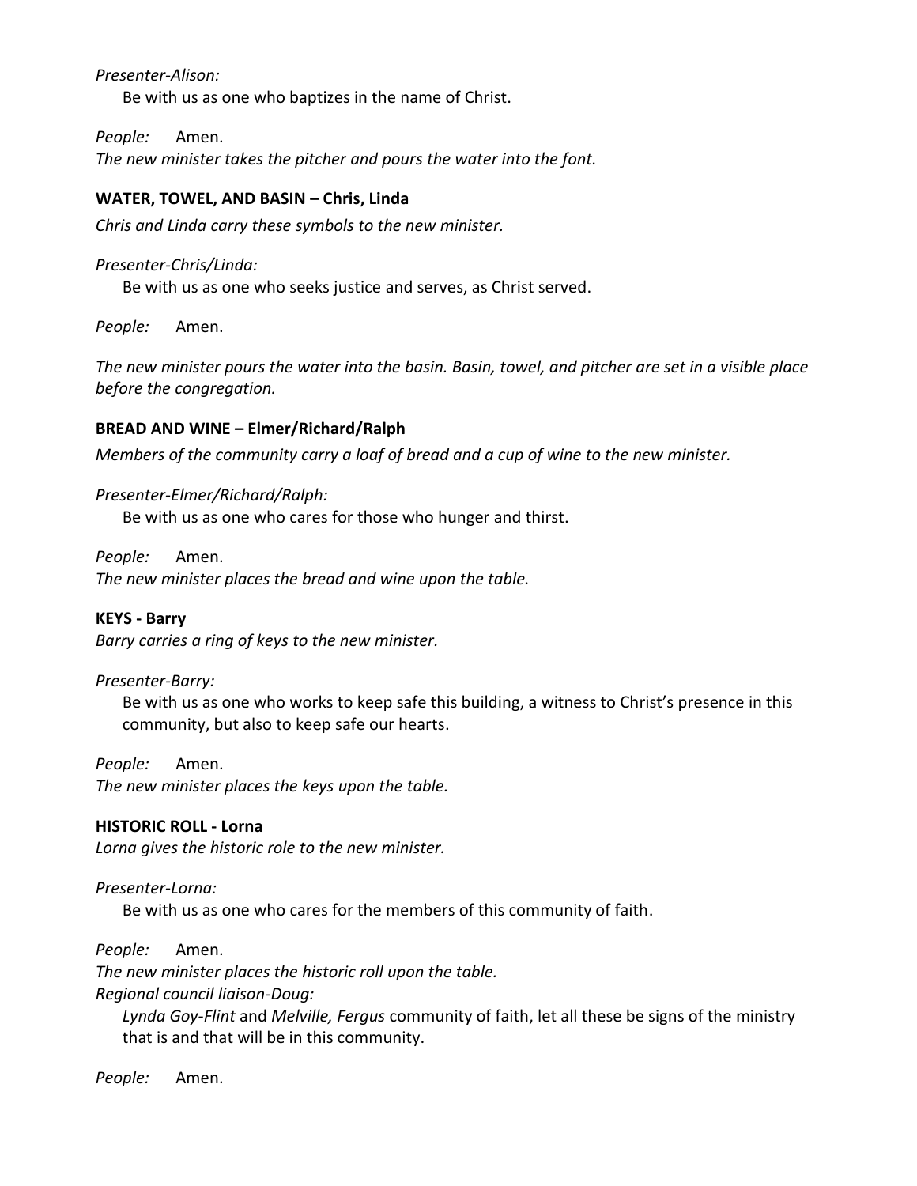*Presenter-Alison:*

Be with us as one who baptizes in the name of Christ.

*People:* Amen.

*The new minister takes the pitcher and pours the water into the font.*

**WATER, TOWEL, AND BASIN – Chris, Linda**

*Chris and Linda carry these symbols to the new minister.*

*Presenter-Chris/Linda:*

Be with us as one who seeks justice and serves, as Christ served.

*People:* Amen.

*The new minister pours the water into the basin. Basin, towel, and pitcher are set in a visible place before the congregation.*

**BREAD AND WINE – Elmer/Richard/Ralph**

*Members of the community carry a loaf of bread and a cup of wine to the new minister.*

*Presenter-Elmer/Richard/Ralph:*

Be with us as one who cares for those who hunger and thirst.

*People:* Amen.

*The new minister places the bread and wine upon the table.*

**KEYS - Barry**

*Barry carries a ring of keys to the new minister.*

*Presenter-Barry:*

Be with us as one who works to keep safe this building, a witness to Christ's presence in this community, but also to keep safe our hearts.

*People:* Amen.

*The new minister places the keys upon the table.*

**HISTORIC ROLL - Lorna**

*Lorna gives the historic role to the new minister.*

*Presenter-Lorna:*

Be with us as one who cares for the members of this community of faith.

*People:* Amen.

*The new minister places the historic roll upon the table.*

*Regional council liaison-Doug:*

*Lynda Goy-Flint* and *Melville, Fergus* community of faith, let all these be signs of the ministry that is and that will be in this community.

*People:* Amen.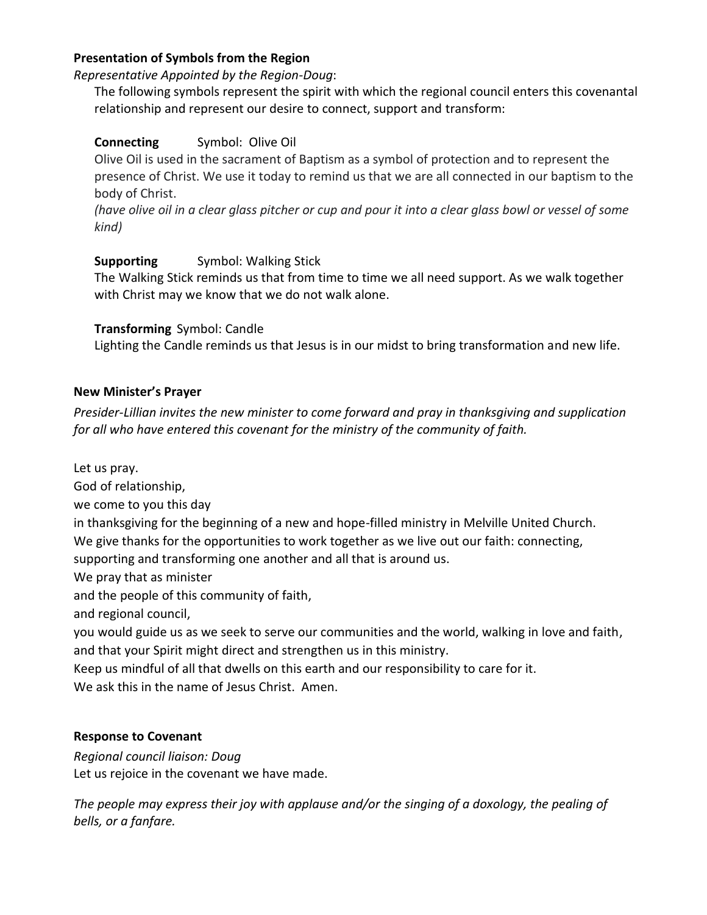**Presentation of Symbols from the Region**

*Representative Appointed by the Region-Doug*:

The following symbols represent the spirit with which the regional council enters this covenantal relationship and represent our desire to connect, support and transform:

**Connecting** Symbol: Olive Oil

Olive Oil is used in the sacrament of Baptism as a symbol of protection and to represent the presence of Christ. We use it today to remind us that we are all connected in our baptism to the body of Christ.

*(have olive oil in a clear glass pitcher or cup and pour it into a clear glass bowl or vessel of some kind)*

**Supporting** Symbol: Walking Stick

The Walking Stick reminds us that from time to time we all need support. As we walk together with Christ may we know that we do not walk alone.

**Transforming** Symbol: Candle

Lighting the Candle reminds us that Jesus is in our midst to bring transformation and new life.

**New Minister's Prayer**

*Presider-Lillian invites the new minister to come forward and pray in thanksgiving and supplication for all who have entered this covenant for the ministry of the community of faith.*

Let us pray.

God of relationship,

we come to you this day

in thanksgiving for the beginning of a new and hope-filled ministry in Melville United Church.

We give thanks for the opportunities to work together as we live out our faith: connecting, supporting and transforming one another and all that is around us.

We pray that as minister

and the people of this community of faith,

and regional council,

you would guide us as we seek to serve our communities and the world, walking in love and faith, and that your Spirit might direct and strengthen us in this ministry.

Keep us mindful of all that dwells on this earth and our responsibility to care for it.

We ask this in the name of Jesus Christ. Amen.

**Response to Covenant**

*Regional council liaison: Doug*

Let us rejoice in the covenant we have made.

*The people may express their joy with applause and/or the singing of a doxology, the pealing of bells, or a fanfare.*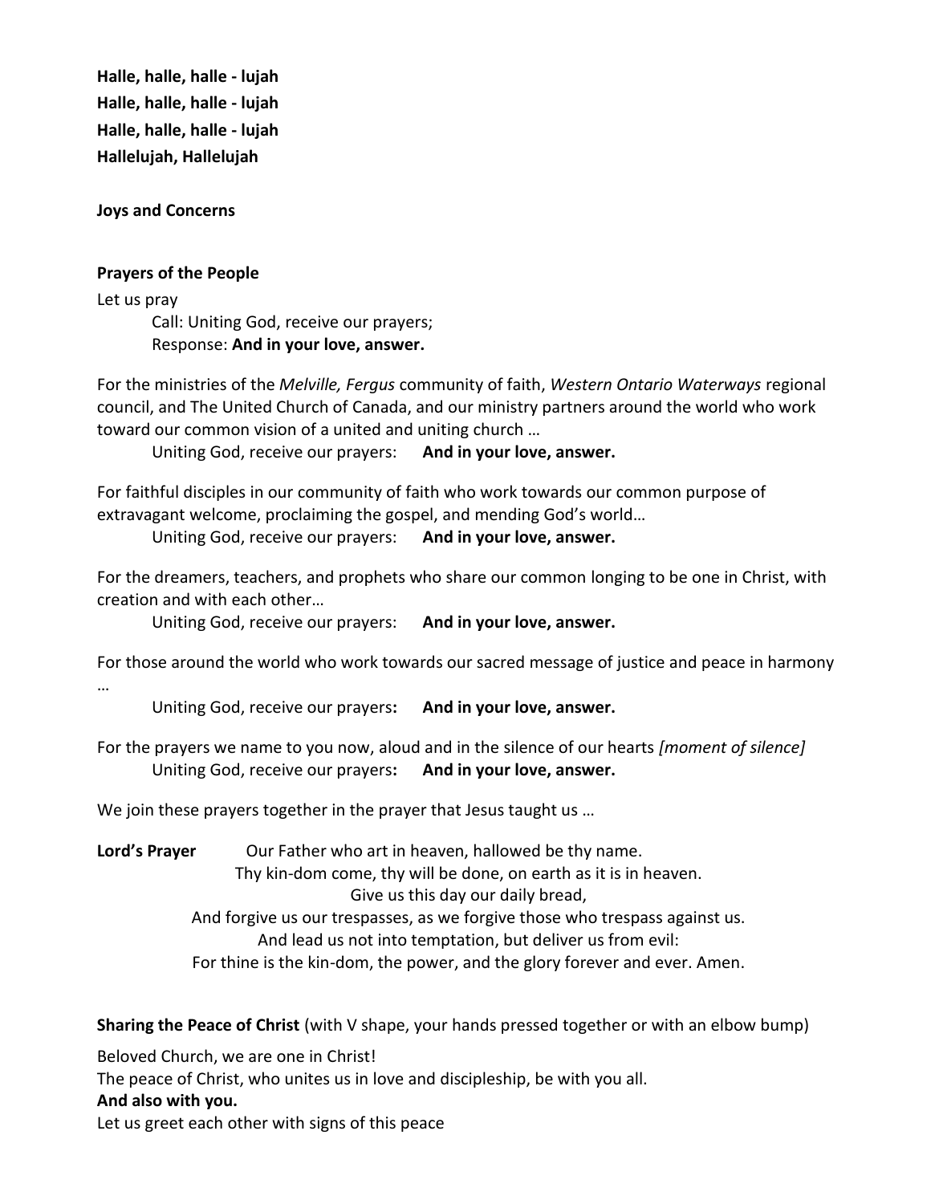**Halle, halle, halle - lujah**
**Halle, halle, halle - lujah**
**Halle, halle, halle - lujah**
**Hallelujah, Hallelujah**

**Joys and Concerns**

**Prayers of the People**

Let us pray

Call: Uniting God, receive our prayers;
Response: **And in your love, answer.**

For the ministries of the *Melville, Fergus* community of faith, *Western Ontario Waterways* regional council, and The United Church of Canada, and our ministry partners around the world who work toward our common vision of a united and uniting church …

Uniting God, receive our prayers: **And in your love, answer.**

For faithful disciples in our community of faith who work towards our common purpose of extravagant welcome, proclaiming the gospel, and mending God's world…

Uniting God, receive our prayers: **And in your love, answer.**

For the dreamers, teachers, and prophets who share our common longing to be one in Christ, with creation and with each other…

Uniting God, receive our prayers: **And in your love, answer.**

For those around the world who work towards our sacred message of justice and peace in harmony …

Uniting God, receive our prayers**:** **And in your love, answer.**

For the prayers we name to you now, aloud and in the silence of our hearts *[moment of silence]*

Uniting God, receive our prayers**:** **And in your love, answer.**

We join these prayers together in the prayer that Jesus taught us …

**Lord's Prayer** Our Father who art in heaven, hallowed be thy name.
Thy kin-dom come, thy will be done, on earth as it is in heaven.
Give us this day our daily bread,
And forgive us our trespasses, as we forgive those who trespass against us.
And lead us not into temptation, but deliver us from evil:
For thine is the kin-dom, the power, and the glory forever and ever. Amen.

**Sharing the Peace of Christ** (with V shape, your hands pressed together or with an elbow bump)

Beloved Church, we are one in Christ!
The peace of Christ, who unites us in love and discipleship, be with you all.
**And also with you.**
Let us greet each other with signs of this peace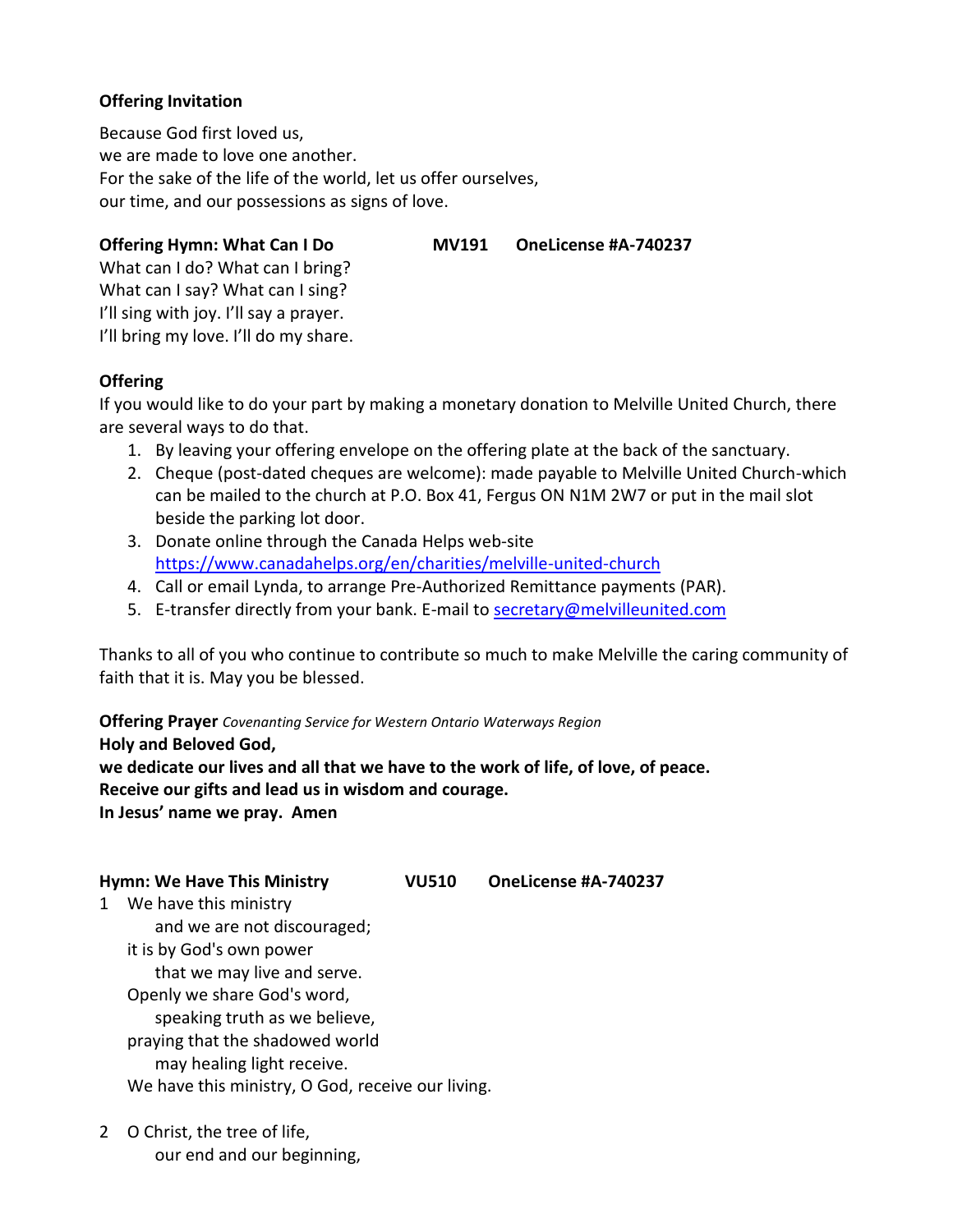**Offering Invitation**

Because God first loved us,
we are made to love one another.
For the sake of the life of the world, let us offer ourselves,
our time, and our possessions as signs of love.

**Offering Hymn: What Can I Do MV191 OneLicense #A-740237**

What can I do? What can I bring?
What can I say? What can I sing?
I'll sing with joy. I'll say a prayer.
I'll bring my love. I'll do my share.

**Offering**

If you would like to do your part by making a monetary donation to Melville United Church, there are several ways to do that.

1. By leaving your offering envelope on the offering plate at the back of the sanctuary.
2. Cheque (post-dated cheques are welcome): made payable to Melville United Church-which can be mailed to the church at P.O. Box 41, Fergus ON N1M 2W7 or put in the mail slot beside the parking lot door.
3. Donate online through the Canada Helps web-site https://www.canadahelps.org/en/charities/melville-united-church
4. Call or email Lynda, to arrange Pre-Authorized Remittance payments (PAR).
5. E-transfer directly from your bank. E-mail to secretary@melvilleunited.com

Thanks to all of you who continue to contribute so much to make Melville the caring community of faith that it is. May you be blessed.

**Offering Prayer** *Covenanting Service for Western Ontario Waterways Region*
**Holy and Beloved God,**
**we dedicate our lives and all that we have to the work of life, of love, of peace.**
**Receive our gifts and lead us in wisdom and courage.**
**In Jesus' name we pray. Amen**

**Hymn: We Have This Ministry VU510 OneLicense #A-740237**

1 We have this ministry
  and we are not discouraged;
 it is by God's own power
  that we may live and serve.
 Openly we share God's word,
  speaking truth as we believe,
 praying that the shadowed world
  may healing light receive.
 We have this ministry, O God, receive our living.

2 O Christ, the tree of life,
  our end and our beginning,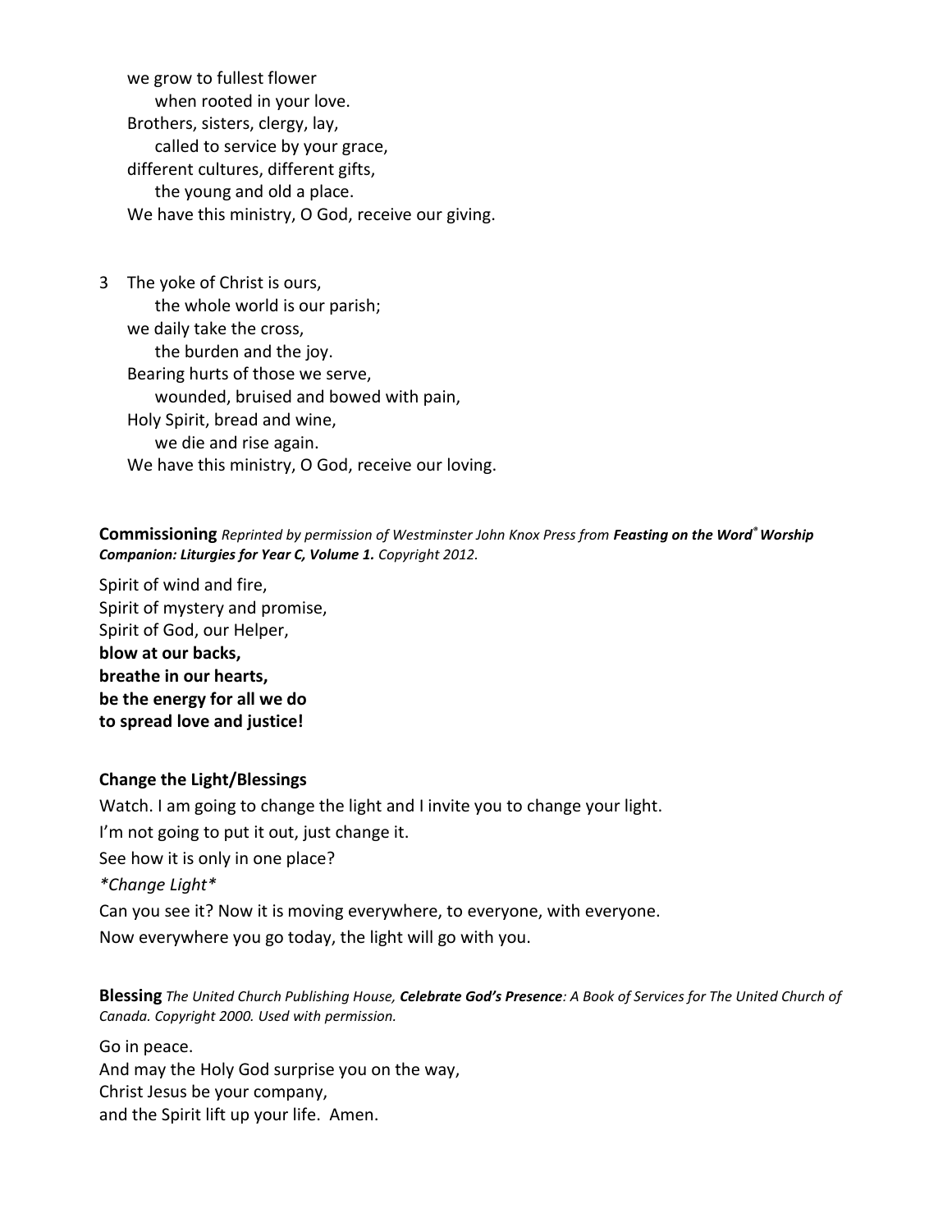we grow to fullest flower
    when rooted in your love.
Brothers, sisters, clergy, lay,
    called to service by your grace,
different cultures, different gifts,
    the young and old a place.
We have this ministry, O God, receive our giving.

3 The yoke of Christ is ours,
    the whole world is our parish;
we daily take the cross,
    the burden and the joy.
Bearing hurts of those we serve,
    wounded, bruised and bowed with pain,
Holy Spirit, bread and wine,
    we die and rise again.
We have this ministry, O God, receive our loving.

**Commissioning** *Reprinted by permission of Westminster John Knox Press from* ***Feasting on the Word® Worship Companion: Liturgies for Year C, Volume 1.*** *Copyright 2012.*

Spirit of wind and fire,
Spirit of mystery and promise,
Spirit of God, our Helper,
**blow at our backs,**
**breathe in our hearts,**
**be the energy for all we do**
**to spread love and justice!**

**Change the Light/Blessings**

Watch. I am going to change the light and I invite you to change your light.

I'm not going to put it out, just change it.

See how it is only in one place?

*\*Change Light\**

Can you see it? Now it is moving everywhere, to everyone, with everyone.

Now everywhere you go today, the light will go with you.

**Blessing** *The United Church Publishing House,* ***Celebrate God's Presence****: A Book of Services for The United Church of Canada. Copyright 2000. Used with permission.*

Go in peace.
And may the Holy God surprise you on the way,
Christ Jesus be your company,
and the Spirit lift up your life. Amen.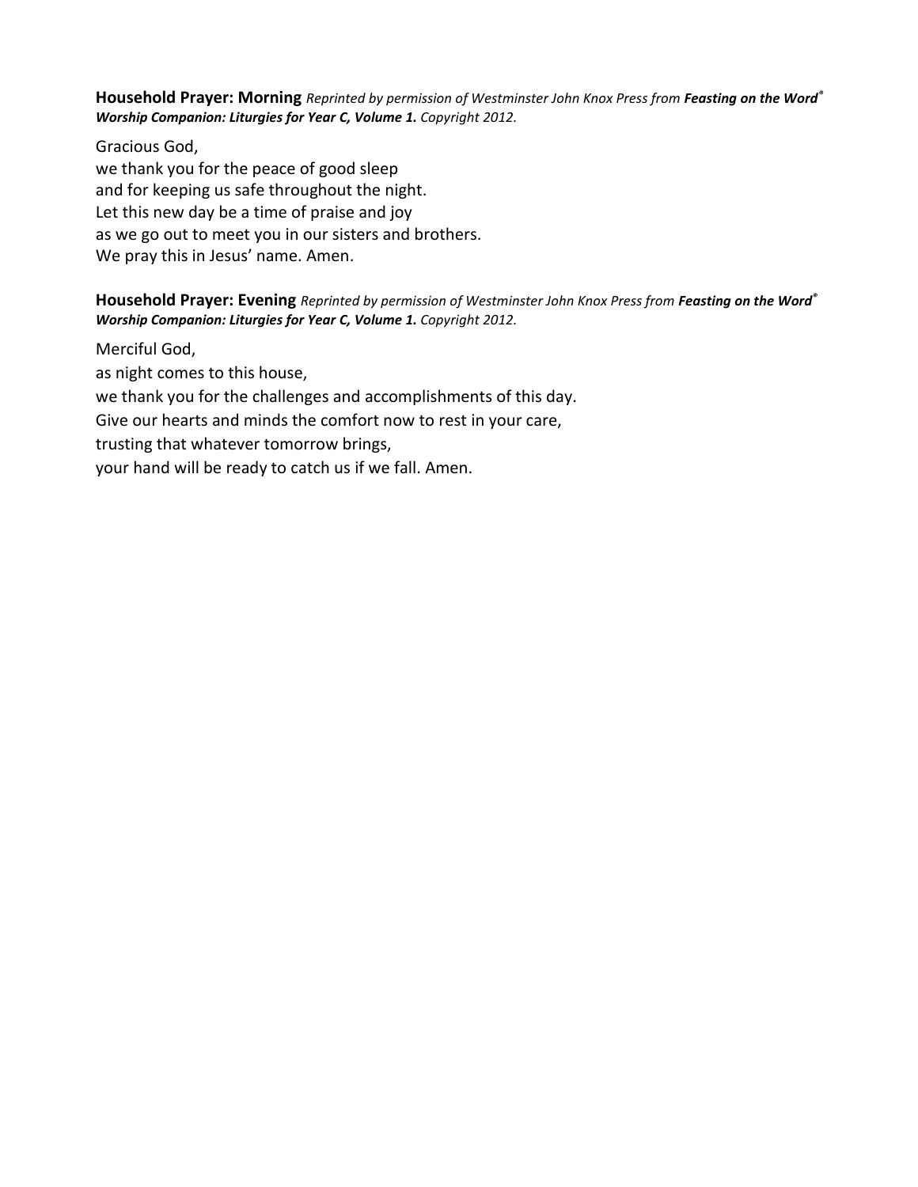**Household Prayer: Morning** *Reprinted by permission of Westminster John Knox Press from* ***Feasting on the Word***® ***Worship Companion: Liturgies for Year C, Volume 1.*** *Copyright 2012.*

Gracious God,
we thank you for the peace of good sleep
and for keeping us safe throughout the night.
Let this new day be a time of praise and joy
as we go out to meet you in our sisters and brothers.
We pray this in Jesus' name. Amen.

**Household Prayer: Evening** *Reprinted by permission of Westminster John Knox Press from* ***Feasting on the Word***® ***Worship Companion: Liturgies for Year C, Volume 1.*** *Copyright 2012.*

Merciful God,
as night comes to this house,
we thank you for the challenges and accomplishments of this day.
Give our hearts and minds the comfort now to rest in your care,
trusting that whatever tomorrow brings,
your hand will be ready to catch us if we fall. Amen.